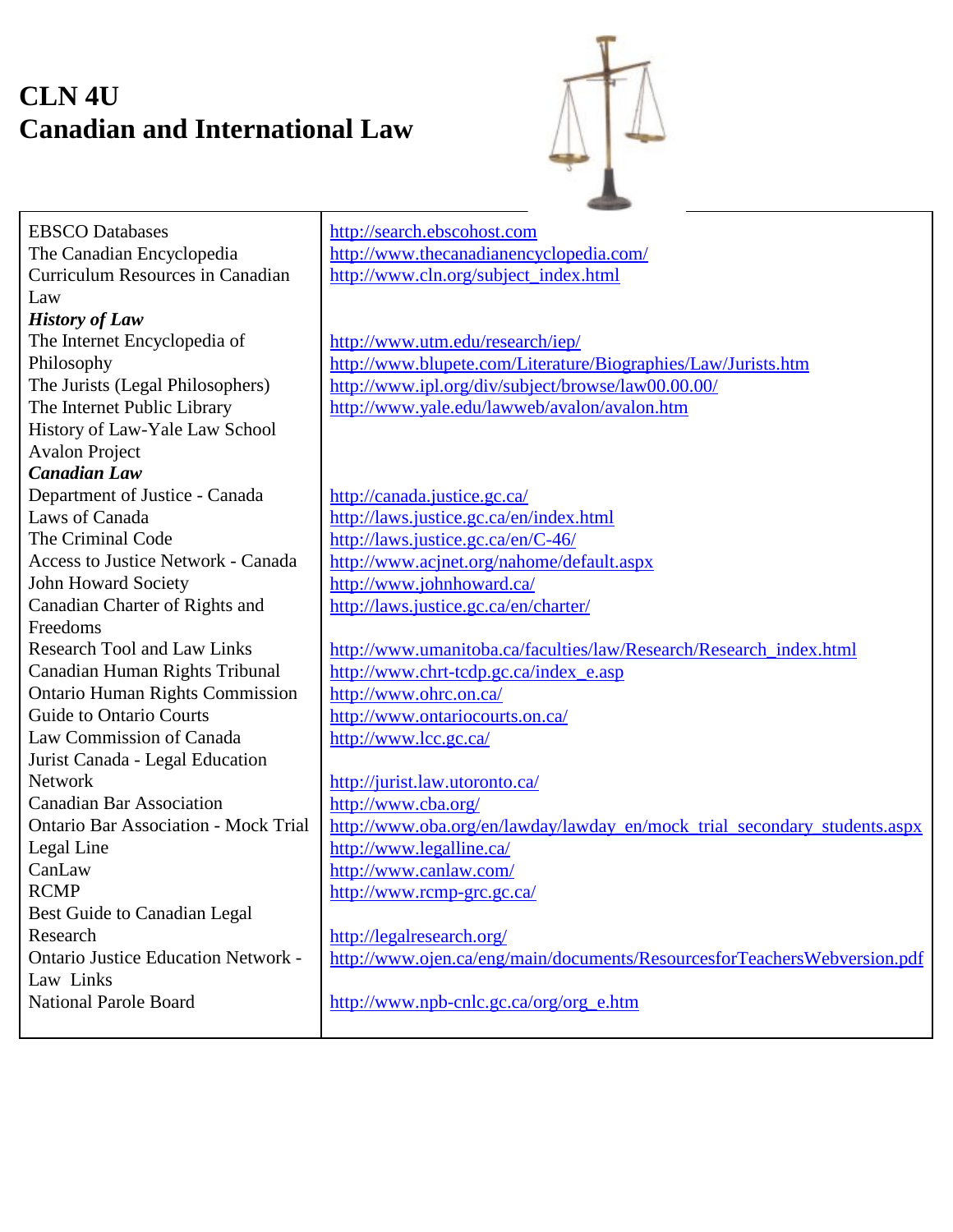# CLN 4U
# Canadian and International Law

| | |
|---|---|
| EBSCO Databases | http://search.ebscohost.com |
| The Canadian Encyclopedia | http://www.thecanadianencyclopedia.com/ |
| Curriculum Resources in Canadian Law | http://www.cln.org/subject_index.html |
| ***History of Law*** | |
| The Internet Encyclopedia of Philosophy | http://www.utm.edu/research/iep/ |
| The Jurists (Legal Philosophers) | http://www.blupete.com/Literature/Biographies/Law/Jurists.htm |
| The Internet Public Library | http://www.ipl.org/div/subject/browse/law00.00.00/ |
| History of Law-Yale Law School Avalon Project | http://www.yale.edu/lawweb/avalon/avalon.htm |
| ***Canadian Law*** | |
| Department of Justice - Canada | http://canada.justice.gc.ca/ |
| Laws of Canada | http://laws.justice.gc.ca/en/index.html |
| The Criminal Code | http://laws.justice.gc.ca/en/C-46/ |
| Access to Justice Network - Canada | http://www.acjnet.org/nahome/default.aspx |
| John Howard Society | http://www.johnhoward.ca/ |
| Canadian Charter of Rights and Freedoms | http://laws.justice.gc.ca/en/charter/ |
| Research Tool and Law Links | http://www.umanitoba.ca/faculties/law/Research/Research_index.html |
| Canadian Human Rights Tribunal | http://www.chrt-tcdp.gc.ca/index_e.asp |
| Ontario Human Rights Commission | http://www.ohrc.on.ca/ |
| Guide to Ontario Courts | http://www.ontariocourts.on.ca/ |
| Law Commission of Canada | http://www.lcc.gc.ca/ |
| Jurist Canada - Legal Education Network | http://jurist.law.utoronto.ca/ |
| Canadian Bar Association | http://www.cba.org/ |
| Ontario Bar Association - Mock Trial | http://www.oba.org/en/lawday/lawday_en/mock_trial_secondary_students.aspx |
| Legal Line | http://www.legalline.ca/ |
| CanLaw | http://www.canlaw.com/ |
| RCMP | http://www.rcmp-grc.gc.ca/ |
| Best Guide to Canadian Legal Research | http://legalresearch.org/ |
| Ontario Justice Education Network - Law Links | http://www.ojen.ca/eng/main/documents/ResourcesforTeachersWebversion.pdf |
| National Parole Board | http://www.npb-cnlc.gc.ca/org/org_e.htm |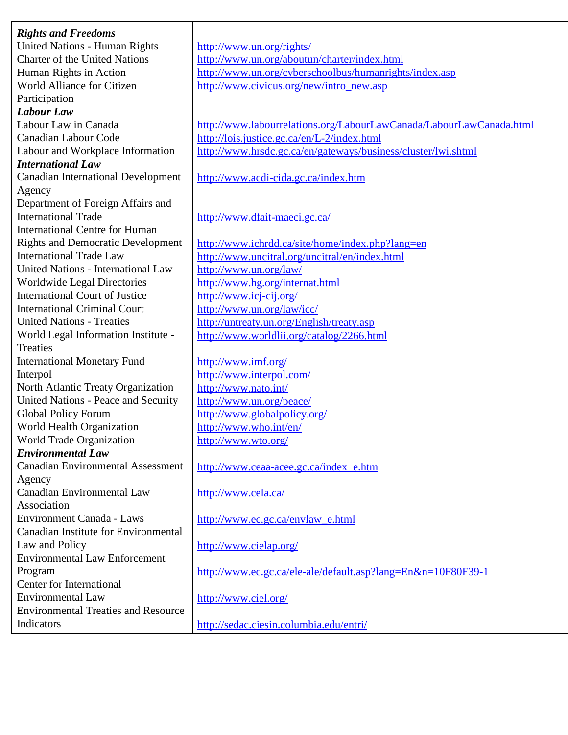| | |
|---|---|
| ***Rights and Freedoms*** | |
| United Nations - Human Rights | http://www.un.org/rights/ |
| Charter of the United Nations | http://www.un.org/aboutun/charter/index.html |
| Human Rights in Action | http://www.un.org/cyberschoolbus/humanrights/index.asp |
| World Alliance for Citizen Participation | http://www.civicus.org/new/intro_new.asp |
| ***Labour Law*** | |
| Labour Law in Canada | http://www.labourrelations.org/LabourLawCanada/LabourLawCanada.html |
| Canadian Labour Code | http://lois.justice.gc.ca/en/L-2/index.html |
| Labour and Workplace Information | http://www.hrsdc.gc.ca/en/gateways/business/cluster/lwi.shtml |
| ***International Law*** | |
| Canadian International Development Agency | http://www.acdi-cida.gc.ca/index.htm |
| Department of Foreign Affairs and International Trade | http://www.dfait-maeci.gc.ca/ |
| International Centre for Human Rights and Democratic Development | http://www.ichrdd.ca/site/home/index.php?lang=en |
| International Trade Law | http://www.uncitral.org/uncitral/en/index.html |
| United Nations - International Law | http://www.un.org/law/ |
| Worldwide Legal Directories | http://www.hg.org/internat.html |
| International Court of Justice | http://www.icj-cij.org/ |
| International Criminal Court | http://www.un.org/law/icc/ |
| United Nations - Treaties | http://untreaty.un.org/English/treaty.asp |
| World Legal Information Institute - Treaties | http://www.worldlii.org/catalog/2266.html |
| International Monetary Fund | http://www.imf.org/ |
| Interpol | http://www.interpol.com/ |
| North Atlantic Treaty Organization | http://www.nato.int/ |
| United Nations - Peace and Security | http://www.un.org/peace/ |
| Global Policy Forum | http://www.globalpolicy.org/ |
| World Health Organization | http://www.who.int/en/ |
| World Trade Organization | http://www.wto.org/ |
| ***Environmental Law*** | |
| Canadian Environmental Assessment Agency | http://www.ceaa-acee.gc.ca/index_e.htm |
| Canadian Environmental Law Association | http://www.cela.ca/ |
| Environment Canada - Laws | http://www.ec.gc.ca/envlaw_e.html |
| Canadian Institute for Environmental Law and Policy | http://www.cielap.org/ |
| Environmental Law Enforcement Program | http://www.ec.gc.ca/ele-ale/default.asp?lang=En&n=10F80F39-1 |
| Center for International Environmental Law | http://www.ciel.org/ |
| Environmental Treaties and Resource Indicators | http://sedac.ciesin.columbia.edu/entri/ |